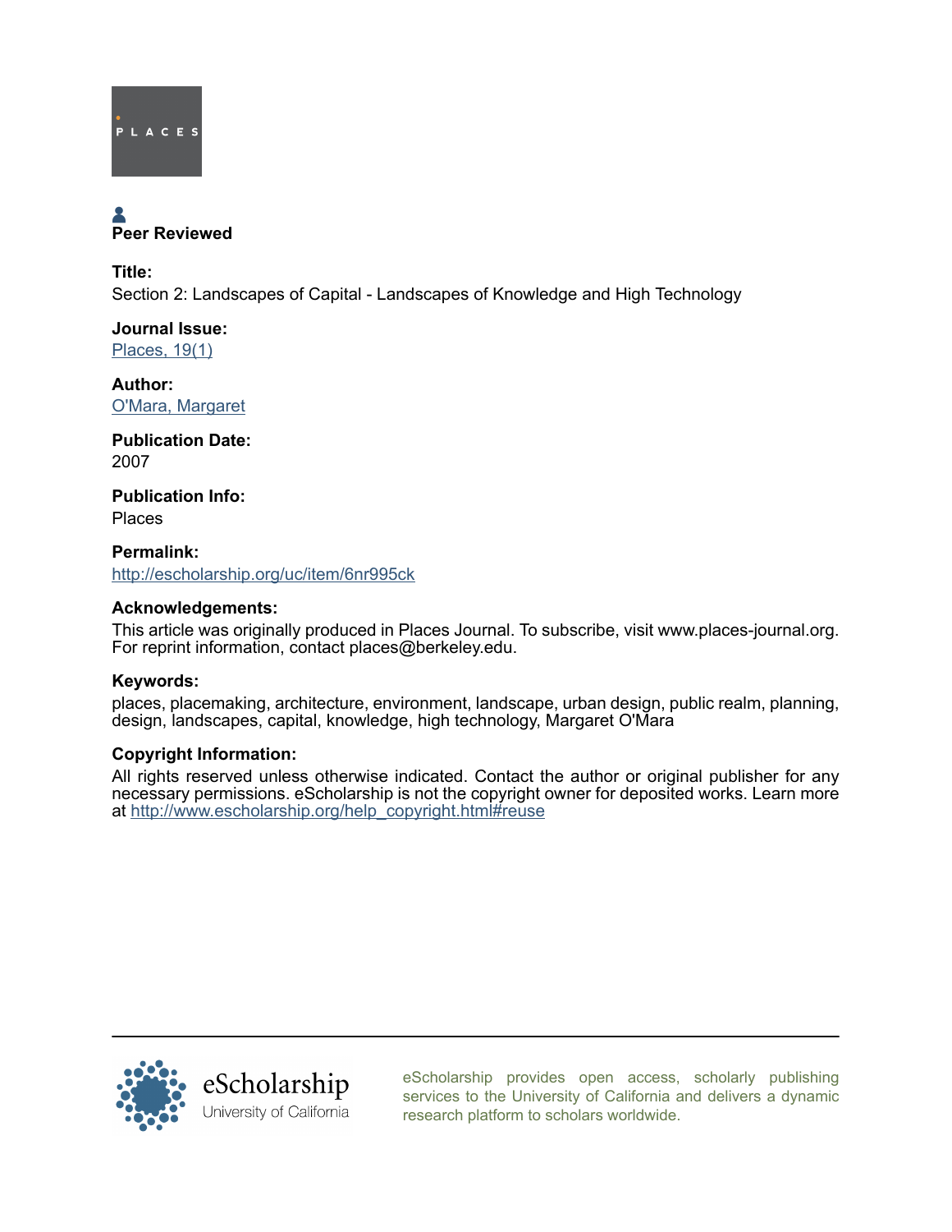PLACES

**Peer Reviewed**

**Title:**
Section 2: Landscapes of Capital - Landscapes of Knowledge and High Technology

**Journal Issue:**
Places, 19(1)

**Author:**
O'Mara, Margaret

**Publication Date:**
2007

**Publication Info:**
Places

**Permalink:**
http://escholarship.org/uc/item/6nr995ck

**Acknowledgements:**
This article was originally produced in Places Journal. To subscribe, visit www.places-journal.org. For reprint information, contact places@berkeley.edu.

**Keywords:**
places, placemaking, architecture, environment, landscape, urban design, public realm, planning, design, landscapes, capital, knowledge, high technology, Margaret O'Mara

**Copyright Information:**
All rights reserved unless otherwise indicated. Contact the author or original publisher for any necessary permissions. eScholarship is not the copyright owner for deposited works. Learn more at http://www.escholarship.org/help_copyright.html#reuse

eScholarship
University of California

eScholarship provides open access, scholarly publishing services to the University of California and delivers a dynamic research platform to scholars worldwide.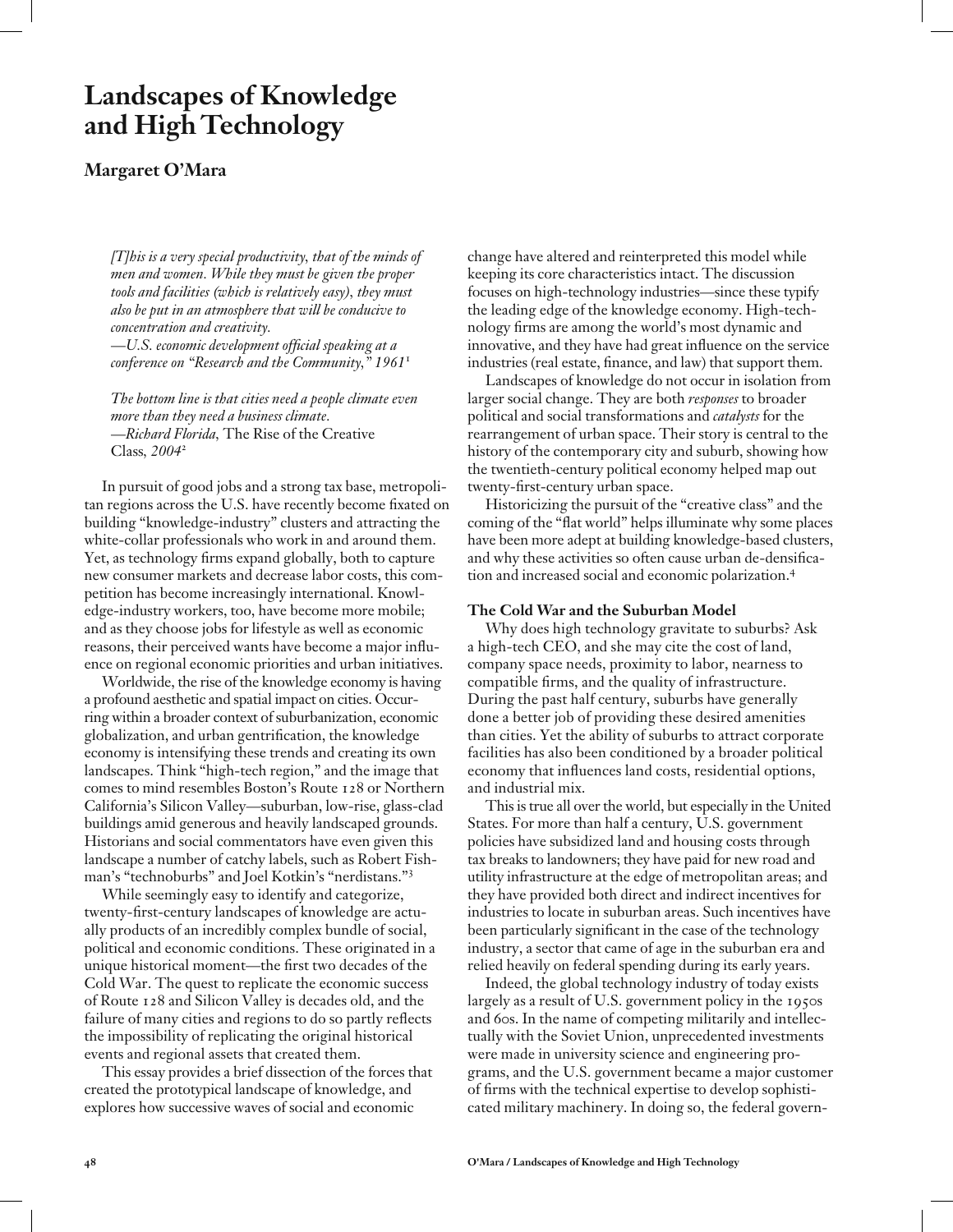# Landscapes of Knowledge and High Technology

## Margaret O'Mara

> *[T]his is a very special productivity, that of the minds of men and women. While they must be given the proper tools and facilities (which is relatively easy), they must also be put in an atmosphere that will be conducive to concentration and creativity.*
> *—U.S. economic development official speaking at a conference on "Research and the Community," 1961*[1]

> *The bottom line is that cities need a people climate even more than they need a business climate.*
> *—Richard Florida,* The Rise of the Creative Class, *2004*[2]

In pursuit of good jobs and a strong tax base, metropolitan regions across the U.S. have recently become fixated on building "knowledge-industry" clusters and attracting the white-collar professionals who work in and around them. Yet, as technology firms expand globally, both to capture new consumer markets and decrease labor costs, this competition has become increasingly international. Knowledge-industry workers, too, have become more mobile; and as they choose jobs for lifestyle as well as economic reasons, their perceived wants have become a major influence on regional economic priorities and urban initiatives.

Worldwide, the rise of the knowledge economy is having a profound aesthetic and spatial impact on cities. Occurring within a broader context of suburbanization, economic globalization, and urban gentrification, the knowledge economy is intensifying these trends and creating its own landscapes. Think "high-tech region," and the image that comes to mind resembles Boston's Route 128 or Northern California's Silicon Valley—suburban, low-rise, glass-clad buildings amid generous and heavily landscaped grounds. Historians and social commentators have even given this landscape a number of catchy labels, such as Robert Fishman's "technoburbs" and Joel Kotkin's "nerdistans."[3]

While seemingly easy to identify and categorize, twenty-first-century landscapes of knowledge are actually products of an incredibly complex bundle of social, political and economic conditions. These originated in a unique historical moment—the first two decades of the Cold War. The quest to replicate the economic success of Route 128 and Silicon Valley is decades old, and the failure of many cities and regions to do so partly reflects the impossibility of replicating the original historical events and regional assets that created them.

This essay provides a brief dissection of the forces that created the prototypical landscape of knowledge, and explores how successive waves of social and economic change have altered and reinterpreted this model while keeping its core characteristics intact. The discussion focuses on high-technology industries—since these typify the leading edge of the knowledge economy. High-technology firms are among the world's most dynamic and innovative, and they have had great influence on the service industries (real estate, finance, and law) that support them.

Landscapes of knowledge do not occur in isolation from larger social change. They are both *responses* to broader political and social transformations and *catalysts* for the rearrangement of urban space. Their story is central to the history of the contemporary city and suburb, showing how the twentieth-century political economy helped map out twenty-first-century urban space.

Historicizing the pursuit of the "creative class" and the coming of the "flat world" helps illuminate why some places have been more adept at building knowledge-based clusters, and why these activities so often cause urban de-densification and increased social and economic polarization.[4]

### The Cold War and the Suburban Model

Why does high technology gravitate to suburbs? Ask a high-tech CEO, and she may cite the cost of land, company space needs, proximity to labor, nearness to compatible firms, and the quality of infrastructure. During the past half century, suburbs have generally done a better job of providing these desired amenities than cities. Yet the ability of suburbs to attract corporate facilities has also been conditioned by a broader political economy that influences land costs, residential options, and industrial mix.

This is true all over the world, but especially in the United States. For more than half a century, U.S. government policies have subsidized land and housing costs through tax breaks to landowners; they have paid for new road and utility infrastructure at the edge of metropolitan areas; and they have provided both direct and indirect incentives for industries to locate in suburban areas. Such incentives have been particularly significant in the case of the technology industry, a sector that came of age in the suburban era and relied heavily on federal spending during its early years.

Indeed, the global technology industry of today exists largely as a result of U.S. government policy in the 1950s and 60s. In the name of competing militarily and intellectually with the Soviet Union, unprecedented investments were made in university science and engineering programs, and the U.S. government became a major customer of firms with the technical expertise to develop sophisticated military machinery. In doing so, the federal govern-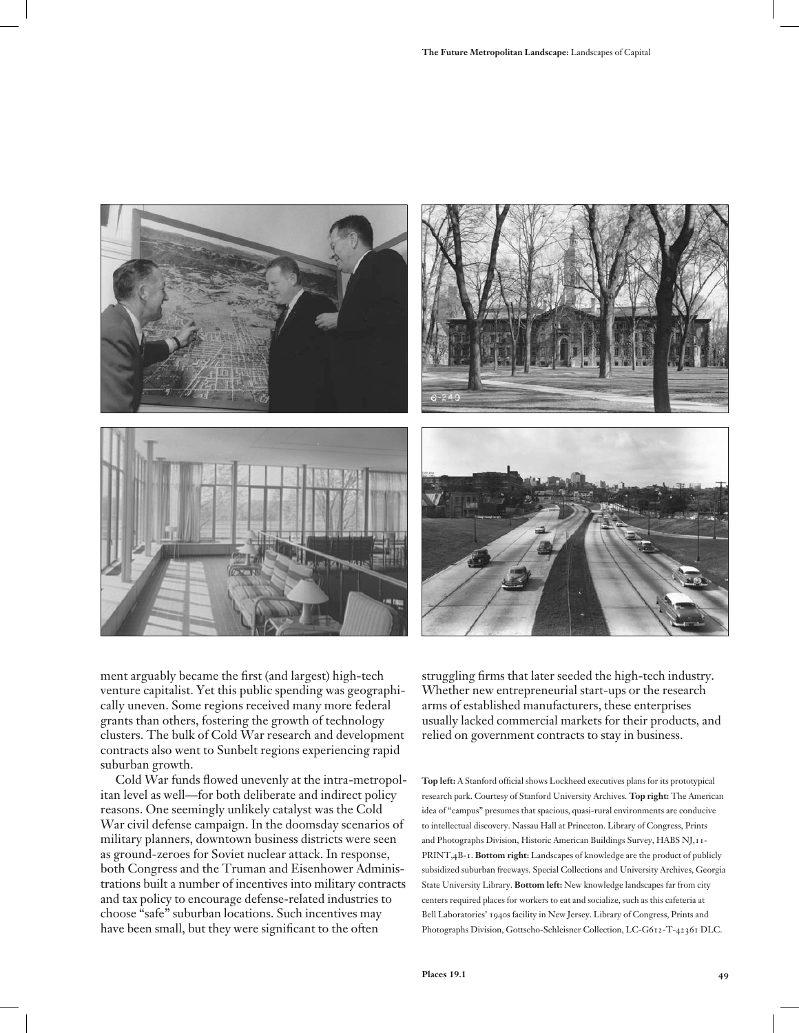ment arguably became the first (and largest) high-tech venture capitalist. Yet this public spending was geographically uneven. Some regions received many more federal grants than others, fostering the growth of technology clusters. The bulk of Cold War research and development contracts also went to Sunbelt regions experiencing rapid suburban growth.

Cold War funds flowed unevenly at the intra-metropolitan level as well—for both deliberate and indirect policy reasons. One seemingly unlikely catalyst was the Cold War civil defense campaign. In the doomsday scenarios of military planners, downtown business districts were seen as ground-zeroes for Soviet nuclear attack. In response, both Congress and the Truman and Eisenhower Administrations built a number of incentives into military contracts and tax policy to encourage defense-related industries to choose "safe" suburban locations. Such incentives may have been small, but they were significant to the often struggling firms that later seeded the high-tech industry. Whether new entrepreneurial start-ups or the research arms of established manufacturers, these enterprises usually lacked commercial markets for their products, and relied on government contracts to stay in business.

**Top left:** A Stanford official shows Lockheed executives plans for its prototypical research park. Courtesy of Stanford University Archives. **Top right:** The American idea of "campus" presumes that spacious, quasi-rural environments are conducive to intellectual discovery. Nassau Hall at Princeton. Library of Congress, Prints and Photographs Division, Historic American Buildings Survey, HABS NJ,11-PRINT,4B-1. **Bottom right:** Landscapes of knowledge are the product of publicly subsidized suburban freeways. Special Collections and University Archives, Georgia State University Library. **Bottom left:** New knowledge landscapes far from city centers required places for workers to eat and socialize, such as this cafeteria at Bell Laboratories' 1940s facility in New Jersey. Library of Congress, Prints and Photographs Division, Gottscho-Schleisner Collection, LC-G612-T-42361 DLC.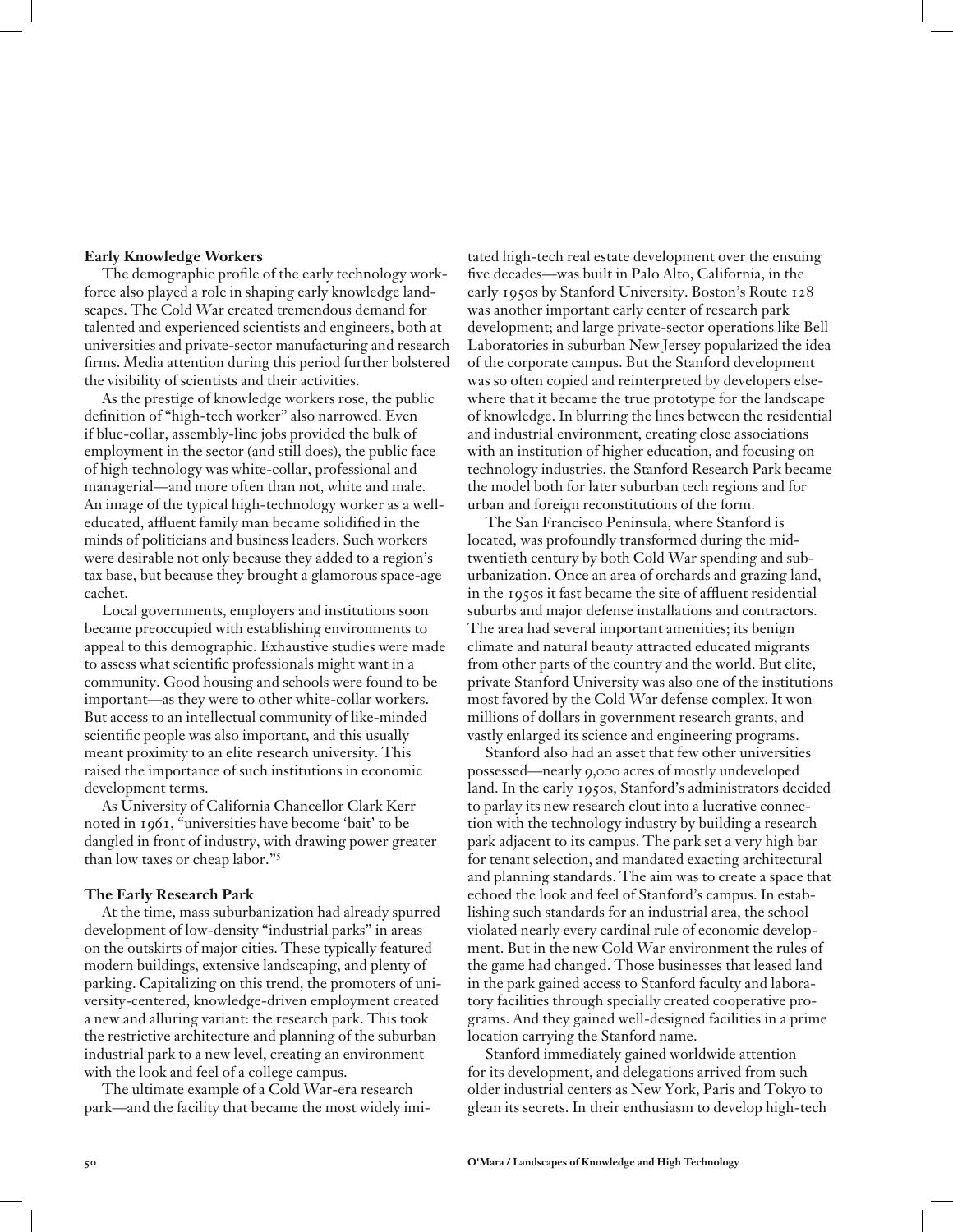**Early Knowledge Workers**

The demographic profile of the early technology workforce also played a role in shaping early knowledge landscapes. The Cold War created tremendous demand for talented and experienced scientists and engineers, both at universities and private-sector manufacturing and research firms. Media attention during this period further bolstered the visibility of scientists and their activities.

As the prestige of knowledge workers rose, the public definition of "high-tech worker" also narrowed. Even if blue-collar, assembly-line jobs provided the bulk of employment in the sector (and still does), the public face of high technology was white-collar, professional and managerial—and more often than not, white and male. An image of the typical high-technology worker as a well-educated, affluent family man became solidified in the minds of politicians and business leaders. Such workers were desirable not only because they added to a region's tax base, but because they brought a glamorous space-age cachet.

Local governments, employers and institutions soon became preoccupied with establishing environments to appeal to this demographic. Exhaustive studies were made to assess what scientific professionals might want in a community. Good housing and schools were found to be important—as they were to other white-collar workers. But access to an intellectual community of like-minded scientific people was also important, and this usually meant proximity to an elite research university. This raised the importance of such institutions in economic development terms.

As University of California Chancellor Clark Kerr noted in 1961, "universities have become 'bait' to be dangled in front of industry, with drawing power greater than low taxes or cheap labor."[5]

**The Early Research Park**

At the time, mass suburbanization had already spurred development of low-density "industrial parks" in areas on the outskirts of major cities. These typically featured modern buildings, extensive landscaping, and plenty of parking. Capitalizing on this trend, the promoters of university-centered, knowledge-driven employment created a new and alluring variant: the research park. This took the restrictive architecture and planning of the suburban industrial park to a new level, creating an environment with the look and feel of a college campus.

The ultimate example of a Cold War-era research park—and the facility that became the most widely imitated high-tech real estate development over the ensuing five decades—was built in Palo Alto, California, in the early 1950s by Stanford University. Boston's Route 128 was another important early center of research park development; and large private-sector operations like Bell Laboratories in suburban New Jersey popularized the idea of the corporate campus. But the Stanford development was so often copied and reinterpreted by developers elsewhere that it became the true prototype for the landscape of knowledge. In blurring the lines between the residential and industrial environment, creating close associations with an institution of higher education, and focusing on technology industries, the Stanford Research Park became the model both for later suburban tech regions and for urban and foreign reconstitutions of the form.

The San Francisco Peninsula, where Stanford is located, was profoundly transformed during the mid-twentieth century by both Cold War spending and suburbanization. Once an area of orchards and grazing land, in the 1950s it fast became the site of affluent residential suburbs and major defense installations and contractors. The area had several important amenities; its benign climate and natural beauty attracted educated migrants from other parts of the country and the world. But elite, private Stanford University was also one of the institutions most favored by the Cold War defense complex. It won millions of dollars in government research grants, and vastly enlarged its science and engineering programs.

Stanford also had an asset that few other universities possessed—nearly 9,000 acres of mostly undeveloped land. In the early 1950s, Stanford's administrators decided to parlay its new research clout into a lucrative connection with the technology industry by building a research park adjacent to its campus. The park set a very high bar for tenant selection, and mandated exacting architectural and planning standards. The aim was to create a space that echoed the look and feel of Stanford's campus. In establishing such standards for an industrial area, the school violated nearly every cardinal rule of economic development. But in the new Cold War environment the rules of the game had changed. Those businesses that leased land in the park gained access to Stanford faculty and laboratory facilities through specially created cooperative programs. And they gained well-designed facilities in a prime location carrying the Stanford name.

Stanford immediately gained worldwide attention for its development, and delegations arrived from such older industrial centers as New York, Paris and Tokyo to glean its secrets. In their enthusiasm to develop high-tech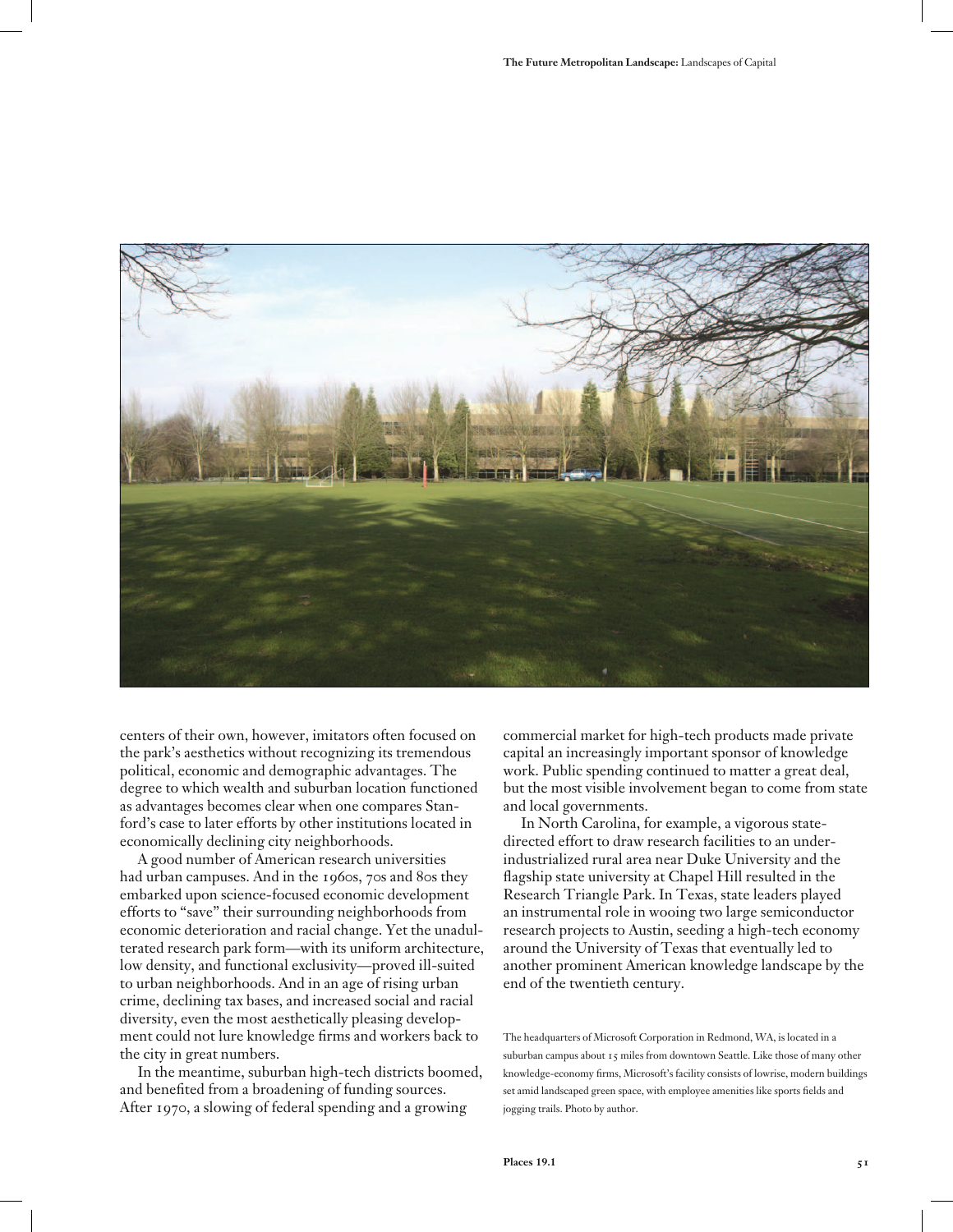centers of their own, however, imitators often focused on the park's aesthetics without recognizing its tremendous political, economic and demographic advantages. The degree to which wealth and suburban location functioned as advantages becomes clear when one compares Stanford's case to later efforts by other institutions located in economically declining city neighborhoods.

A good number of American research universities had urban campuses. And in the 1960s, 70s and 80s they embarked upon science-focused economic development efforts to "save" their surrounding neighborhoods from economic deterioration and racial change. Yet the unadulterated research park form—with its uniform architecture, low density, and functional exclusivity—proved ill-suited to urban neighborhoods. And in an age of rising urban crime, declining tax bases, and increased social and racial diversity, even the most aesthetically pleasing development could not lure knowledge firms and workers back to the city in great numbers.

In the meantime, suburban high-tech districts boomed, and benefited from a broadening of funding sources. After 1970, a slowing of federal spending and a growing commercial market for high-tech products made private capital an increasingly important sponsor of knowledge work. Public spending continued to matter a great deal, but the most visible involvement began to come from state and local governments.

In North Carolina, for example, a vigorous state-directed effort to draw research facilities to an under-industrialized rural area near Duke University and the flagship state university at Chapel Hill resulted in the Research Triangle Park. In Texas, state leaders played an instrumental role in wooing two large semiconductor research projects to Austin, seeding a high-tech economy around the University of Texas that eventually led to another prominent American knowledge landscape by the end of the twentieth century.

The headquarters of Microsoft Corporation in Redmond, WA, is located in a suburban campus about 15 miles from downtown Seattle. Like those of many other knowledge-economy firms, Microsoft's facility consists of lowrise, modern buildings set amid landscaped green space, with employee amenities like sports fields and jogging trails. Photo by author.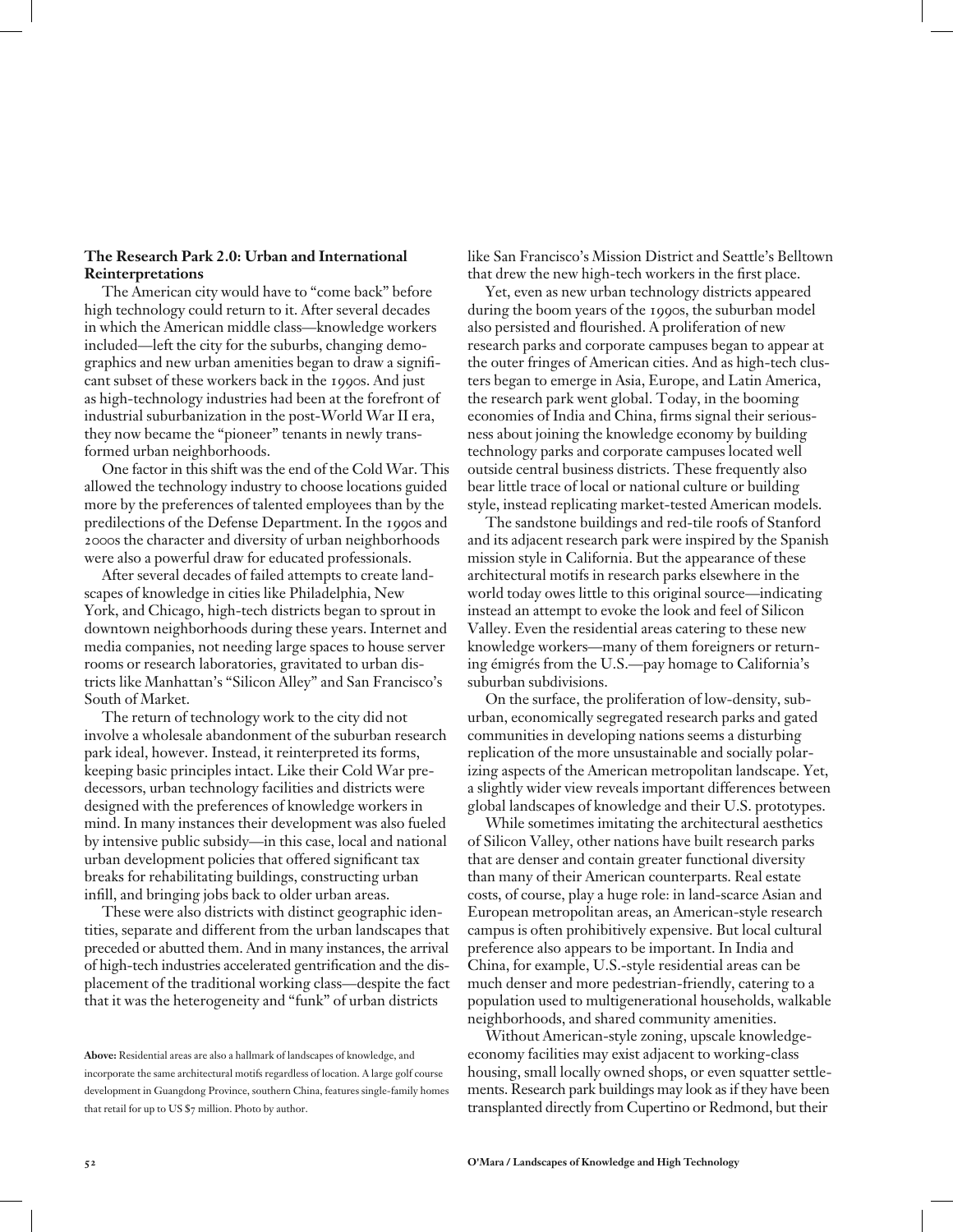### The Research Park 2.0: Urban and International Reinterpretations

The American city would have to "come back" before high technology could return to it. After several decades in which the American middle class—knowledge workers included—left the city for the suburbs, changing demographics and new urban amenities began to draw a significant subset of these workers back in the 1990s. And just as high-technology industries had been at the forefront of industrial suburbanization in the post-World War II era, they now became the "pioneer" tenants in newly transformed urban neighborhoods.

One factor in this shift was the end of the Cold War. This allowed the technology industry to choose locations guided more by the preferences of talented employees than by the predilections of the Defense Department. In the 1990s and 2000s the character and diversity of urban neighborhoods were also a powerful draw for educated professionals.

After several decades of failed attempts to create landscapes of knowledge in cities like Philadelphia, New York, and Chicago, high-tech districts began to sprout in downtown neighborhoods during these years. Internet and media companies, not needing large spaces to house server rooms or research laboratories, gravitated to urban districts like Manhattan's "Silicon Alley" and San Francisco's South of Market.

The return of technology work to the city did not involve a wholesale abandonment of the suburban research park ideal, however. Instead, it reinterpreted its forms, keeping basic principles intact. Like their Cold War predecessors, urban technology facilities and districts were designed with the preferences of knowledge workers in mind. In many instances their development was also fueled by intensive public subsidy—in this case, local and national urban development policies that offered significant tax breaks for rehabilitating buildings, constructing urban infill, and bringing jobs back to older urban areas.

These were also districts with distinct geographic identities, separate and different from the urban landscapes that preceded or abutted them. And in many instances, the arrival of high-tech industries accelerated gentrification and the displacement of the traditional working class—despite the fact that it was the heterogeneity and "funk" of urban districts like San Francisco's Mission District and Seattle's Belltown that drew the new high-tech workers in the first place.

Yet, even as new urban technology districts appeared during the boom years of the 1990s, the suburban model also persisted and flourished. A proliferation of new research parks and corporate campuses began to appear at the outer fringes of American cities. And as high-tech clusters began to emerge in Asia, Europe, and Latin America, the research park went global. Today, in the booming economies of India and China, firms signal their seriousness about joining the knowledge economy by building technology parks and corporate campuses located well outside central business districts. These frequently also bear little trace of local or national culture or building style, instead replicating market-tested American models.

The sandstone buildings and red-tile roofs of Stanford and its adjacent research park were inspired by the Spanish mission style in California. But the appearance of these architectural motifs in research parks elsewhere in the world today owes little to this original source—indicating instead an attempt to evoke the look and feel of Silicon Valley. Even the residential areas catering to these new knowledge workers—many of them foreigners or returning émigrés from the U.S.—pay homage to California's suburban subdivisions.

On the surface, the proliferation of low-density, suburban, economically segregated research parks and gated communities in developing nations seems a disturbing replication of the more unsustainable and socially polarizing aspects of the American metropolitan landscape. Yet, a slightly wider view reveals important differences between global landscapes of knowledge and their U.S. prototypes.

While sometimes imitating the architectural aesthetics of Silicon Valley, other nations have built research parks that are denser and contain greater functional diversity than many of their American counterparts. Real estate costs, of course, play a huge role: in land-scarce Asian and European metropolitan areas, an American-style research campus is often prohibitively expensive. But local cultural preference also appears to be important. In India and China, for example, U.S.-style residential areas can be much denser and more pedestrian-friendly, catering to a population used to multigenerational households, walkable neighborhoods, and shared community amenities.

Without American-style zoning, upscale knowledge-economy facilities may exist adjacent to working-class housing, small locally owned shops, or even squatter settlements. Research park buildings may look as if they have been transplanted directly from Cupertino or Redmond, but their

**Above:** Residential areas are also a hallmark of landscapes of knowledge, and incorporate the same architectural motifs regardless of location. A large golf course development in Guangdong Province, southern China, features single-family homes that retail for up to US $7 million. Photo by author.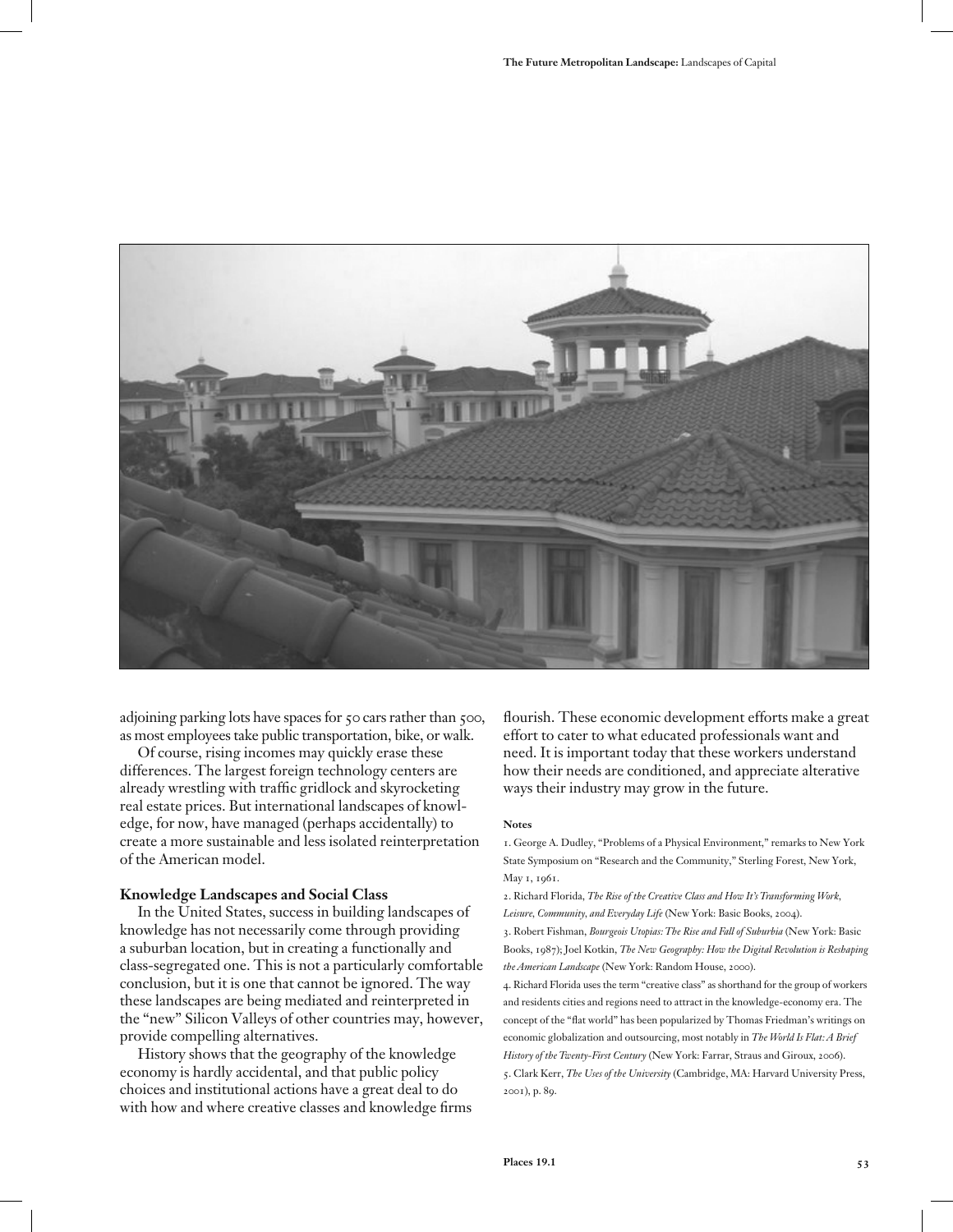adjoining parking lots have spaces for 50 cars rather than 500, as most employees take public transportation, bike, or walk.

Of course, rising incomes may quickly erase these differences. The largest foreign technology centers are already wrestling with traffic gridlock and skyrocketing real estate prices. But international landscapes of knowledge, for now, have managed (perhaps accidentally) to create a more sustainable and less isolated reinterpretation of the American model.

### Knowledge Landscapes and Social Class

In the United States, success in building landscapes of knowledge has not necessarily come through providing a suburban location, but in creating a functionally and class-segregated one. This is not a particularly comfortable conclusion, but it is one that cannot be ignored. The way these landscapes are being mediated and reinterpreted in the "new" Silicon Valleys of other countries may, however, provide compelling alternatives.

History shows that the geography of the knowledge economy is hardly accidental, and that public policy choices and institutional actions have a great deal to do with how and where creative classes and knowledge firms flourish. These economic development efforts make a great effort to cater to what educated professionals want and need. It is important today that these workers understand how their needs are conditioned, and appreciate alterative ways their industry may grow in the future.

#### Notes

1. George A. Dudley, "Problems of a Physical Environment," remarks to New York State Symposium on "Research and the Community," Sterling Forest, New York, May 1, 1961.
2. Richard Florida, *The Rise of the Creative Class and How It's Transforming Work, Leisure, Community, and Everyday Life* (New York: Basic Books, 2004).
3. Robert Fishman, *Bourgeois Utopias: The Rise and Fall of Suburbia* (New York: Basic Books, 1987); Joel Kotkin, *The New Geography: How the Digital Revolution is Reshaping the American Landscape* (New York: Random House, 2000).
4. Richard Florida uses the term "creative class" as shorthand for the group of workers and residents cities and regions need to attract in the knowledge-economy era. The concept of the "flat world" has been popularized by Thomas Friedman's writings on economic globalization and outsourcing, most notably in *The World Is Flat: A Brief History of the Twenty-First Century* (New York: Farrar, Straus and Giroux, 2006).
5. Clark Kerr, *The Uses of the University* (Cambridge, MA: Harvard University Press, 2001), p. 89.